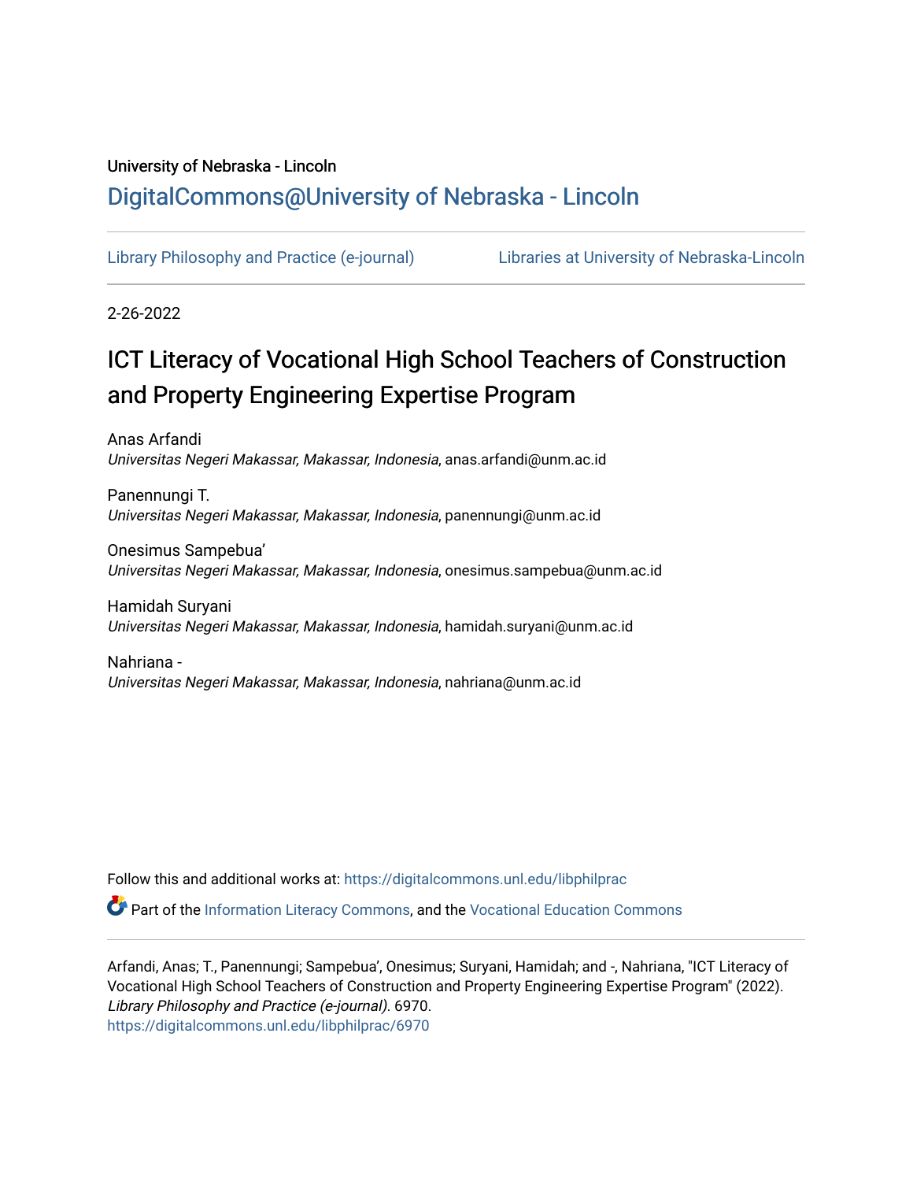University of Nebraska - Lincoln

## DigitalCommons@University of Nebraska - Lincoln

Library Philosophy and Practice (e-journal)

Libraries at University of Nebraska-Lincoln

2-26-2022

# ICT Literacy of Vocational High School Teachers of Construction and Property Engineering Expertise Program

Anas Arfandi
*Universitas Negeri Makassar, Makassar, Indonesia*, anas.arfandi@unm.ac.id

Panennungi T.
*Universitas Negeri Makassar, Makassar, Indonesia*, panennungi@unm.ac.id

Onesimus Sampebua'
*Universitas Negeri Makassar, Makassar, Indonesia*, onesimus.sampebua@unm.ac.id

Hamidah Suryani
*Universitas Negeri Makassar, Makassar, Indonesia*, hamidah.suryani@unm.ac.id

Nahriana -
*Universitas Negeri Makassar, Makassar, Indonesia*, nahriana@unm.ac.id

Follow this and additional works at: https://digitalcommons.unl.edu/libphilprac

Part of the Information Literacy Commons, and the Vocational Education Commons

Arfandi, Anas; T., Panennungi; Sampebua', Onesimus; Suryani, Hamidah; and -, Nahriana, "ICT Literacy of Vocational High School Teachers of Construction and Property Engineering Expertise Program" (2022). *Library Philosophy and Practice (e-journal)*. 6970.
https://digitalcommons.unl.edu/libphilprac/6970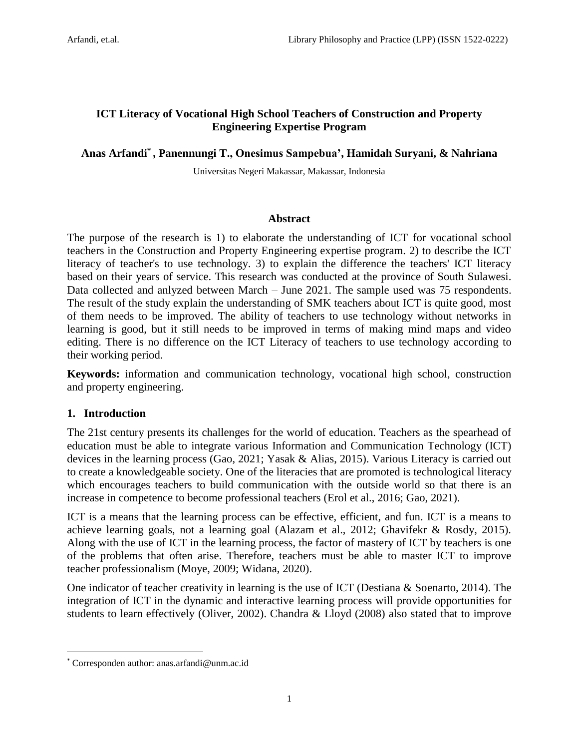**ICT Literacy of Vocational High School Teachers of Construction and Property Engineering Expertise Program**

**Anas Arfandi[*] , Panennungi T., Onesimus Sampebua', Hamidah Suryani, & Nahriana**

Universitas Negeri Makassar, Makassar, Indonesia

## Abstract

The purpose of the research is 1) to elaborate the understanding of ICT for vocational school teachers in the Construction and Property Engineering expertise program. 2) to describe the ICT literacy of teacher's to use technology. 3) to explain the difference the teachers' ICT literacy based on their years of service. This research was conducted at the province of South Sulawesi. Data collected and anlyzed between March – June 2021. The sample used was 75 respondents. The result of the study explain the understanding of SMK teachers about ICT is quite good, most of them needs to be improved. The ability of teachers to use technology without networks in learning is good, but it still needs to be improved in terms of making mind maps and video editing. There is no difference on the ICT Literacy of teachers to use technology according to their working period.

**Keywords:** information and communication technology, vocational high school, construction and property engineering.

## 1. Introduction

The 21st century presents its challenges for the world of education. Teachers as the spearhead of education must be able to integrate various Information and Communication Technology (ICT) devices in the learning process (Gao, 2021; Yasak & Alias, 2015). Various Literacy is carried out to create a knowledgeable society. One of the literacies that are promoted is technological literacy which encourages teachers to build communication with the outside world so that there is an increase in competence to become professional teachers (Erol et al., 2016; Gao, 2021).

ICT is a means that the learning process can be effective, efficient, and fun. ICT is a means to achieve learning goals, not a learning goal (Alazam et al., 2012; Ghavifekr & Rosdy, 2015). Along with the use of ICT in the learning process, the factor of mastery of ICT by teachers is one of the problems that often arise. Therefore, teachers must be able to master ICT to improve teacher professionalism (Moye, 2009; Widana, 2020).

One indicator of teacher creativity in learning is the use of ICT (Destiana & Soenarto, 2014). The integration of ICT in the dynamic and interactive learning process will provide opportunities for students to learn effectively (Oliver, 2002). Chandra & Lloyd (2008) also stated that to improve

[*] Corresponden author: anas.arfandi@unm.ac.id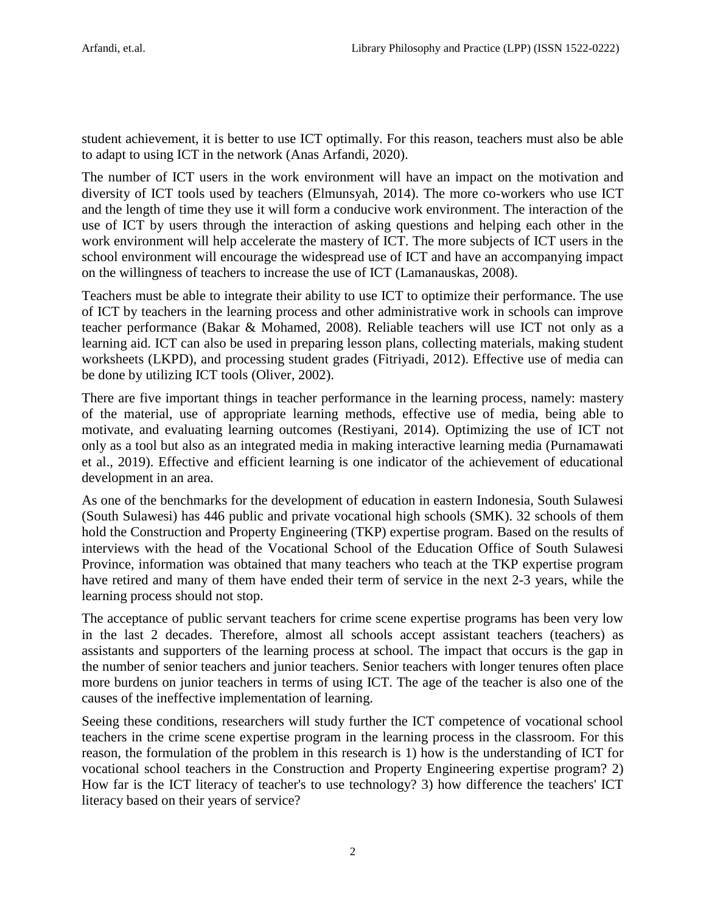student achievement, it is better to use ICT optimally. For this reason, teachers must also be able to adapt to using ICT in the network (Anas Arfandi, 2020).

The number of ICT users in the work environment will have an impact on the motivation and diversity of ICT tools used by teachers (Elmunsyah, 2014). The more co-workers who use ICT and the length of time they use it will form a conducive work environment. The interaction of the use of ICT by users through the interaction of asking questions and helping each other in the work environment will help accelerate the mastery of ICT. The more subjects of ICT users in the school environment will encourage the widespread use of ICT and have an accompanying impact on the willingness of teachers to increase the use of ICT (Lamanauskas, 2008).

Teachers must be able to integrate their ability to use ICT to optimize their performance. The use of ICT by teachers in the learning process and other administrative work in schools can improve teacher performance (Bakar & Mohamed, 2008). Reliable teachers will use ICT not only as a learning aid. ICT can also be used in preparing lesson plans, collecting materials, making student worksheets (LKPD), and processing student grades (Fitriyadi, 2012). Effective use of media can be done by utilizing ICT tools (Oliver, 2002).

There are five important things in teacher performance in the learning process, namely: mastery of the material, use of appropriate learning methods, effective use of media, being able to motivate, and evaluating learning outcomes (Restiyani, 2014). Optimizing the use of ICT not only as a tool but also as an integrated media in making interactive learning media (Purnamawati et al., 2019). Effective and efficient learning is one indicator of the achievement of educational development in an area.

As one of the benchmarks for the development of education in eastern Indonesia, South Sulawesi (South Sulawesi) has 446 public and private vocational high schools (SMK). 32 schools of them hold the Construction and Property Engineering (TKP) expertise program. Based on the results of interviews with the head of the Vocational School of the Education Office of South Sulawesi Province, information was obtained that many teachers who teach at the TKP expertise program have retired and many of them have ended their term of service in the next 2-3 years, while the learning process should not stop.

The acceptance of public servant teachers for crime scene expertise programs has been very low in the last 2 decades. Therefore, almost all schools accept assistant teachers (teachers) as assistants and supporters of the learning process at school. The impact that occurs is the gap in the number of senior teachers and junior teachers. Senior teachers with longer tenures often place more burdens on junior teachers in terms of using ICT. The age of the teacher is also one of the causes of the ineffective implementation of learning.

Seeing these conditions, researchers will study further the ICT competence of vocational school teachers in the crime scene expertise program in the learning process in the classroom. For this reason, the formulation of the problem in this research is 1) how is the understanding of ICT for vocational school teachers in the Construction and Property Engineering expertise program? 2) How far is the ICT literacy of teacher's to use technology? 3) how difference the teachers' ICT literacy based on their years of service?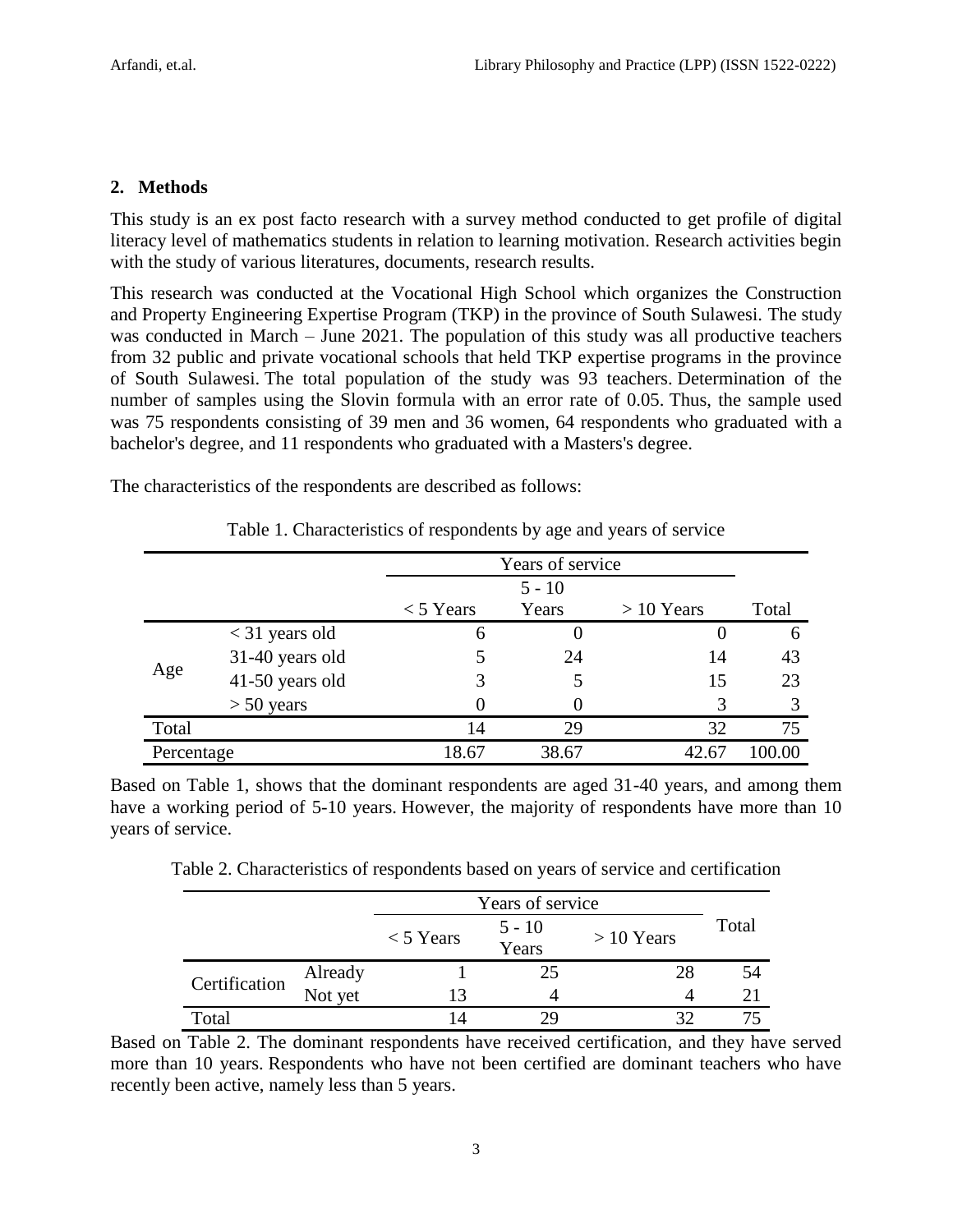## 2. Methods

This study is an ex post facto research with a survey method conducted to get profile of digital literacy level of mathematics students in relation to learning motivation. Research activities begin with the study of various literatures, documents, research results.

This research was conducted at the Vocational High School which organizes the Construction and Property Engineering Expertise Program (TKP) in the province of South Sulawesi. The study was conducted in March – June 2021. The population of this study was all productive teachers from 32 public and private vocational schools that held TKP expertise programs in the province of South Sulawesi. The total population of the study was 93 teachers. Determination of the number of samples using the Slovin formula with an error rate of 0.05. Thus, the sample used was 75 respondents consisting of 39 men and 36 women, 64 respondents who graduated with a bachelor's degree, and 11 respondents who graduated with a Masters's degree.

The characteristics of the respondents are described as follows:

Table 1. Characteristics of respondents by age and years of service

| | | Years of service | | | |
|---|---|---|---|---|---|
| | | < 5 Years | 5 - 10 Years | > 10 Years | Total |
| Age | < 31 years old | 6 | 0 | 0 | 6 |
| | 31-40 years old | 5 | 24 | 14 | 43 |
| | 41-50 years old | 3 | 5 | 15 | 23 |
| | > 50 years | 0 | 0 | 3 | 3 |
| Total | | 14 | 29 | 32 | 75 |
| Percentage | | 18.67 | 38.67 | 42.67 | 100.00 |

Based on Table 1, shows that the dominant respondents are aged 31-40 years, and among them have a working period of 5-10 years. However, the majority of respondents have more than 10 years of service.

Table 2. Characteristics of respondents based on years of service and certification

| | | Years of service | | | Total |
|---|---|---|---|---|---|
| | | < 5 Years | 5 - 10 Years | > 10 Years | |
| Certification | Already | 1 | 25 | 28 | 54 |
| | Not yet | 13 | 4 | 4 | 21 |
| Total | | 14 | 29 | 32 | 75 |

Based on Table 2. The dominant respondents have received certification, and they have served more than 10 years. Respondents who have not been certified are dominant teachers who have recently been active, namely less than 5 years.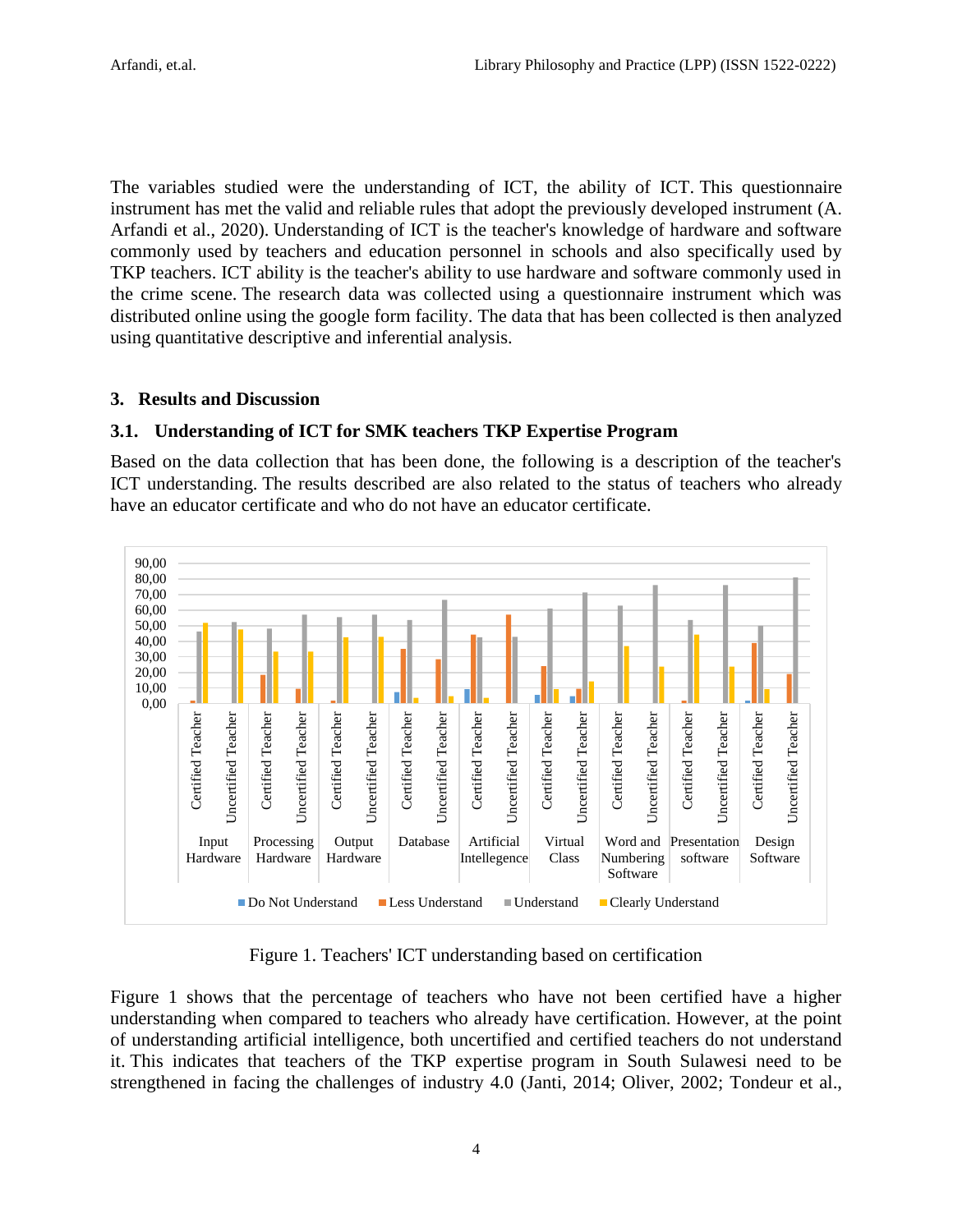The variables studied were the understanding of ICT, the ability of ICT. This questionnaire instrument has met the valid and reliable rules that adopt the previously developed instrument (A. Arfandi et al., 2020). Understanding of ICT is the teacher's knowledge of hardware and software commonly used by teachers and education personnel in schools and also specifically used by TKP teachers. ICT ability is the teacher's ability to use hardware and software commonly used in the crime scene. The research data was collected using a questionnaire instrument which was distributed online using the google form facility. The data that has been collected is then analyzed using quantitative descriptive and inferential analysis.

## 3. Results and Discussion

### 3.1. Understanding of ICT for SMK teachers TKP Expertise Program

Based on the data collection that has been done, the following is a description of the teacher's ICT understanding. The results described are also related to the status of teachers who already have an educator certificate and who do not have an educator certificate.

Figure 1. Teachers' ICT understanding based on certification

Figure 1 shows that the percentage of teachers who have not been certified have a higher understanding when compared to teachers who already have certification. However, at the point of understanding artificial intelligence, both uncertified and certified teachers do not understand it. This indicates that teachers of the TKP expertise program in South Sulawesi need to be strengthened in facing the challenges of industry 4.0 (Janti, 2014; Oliver, 2002; Tondeur et al.,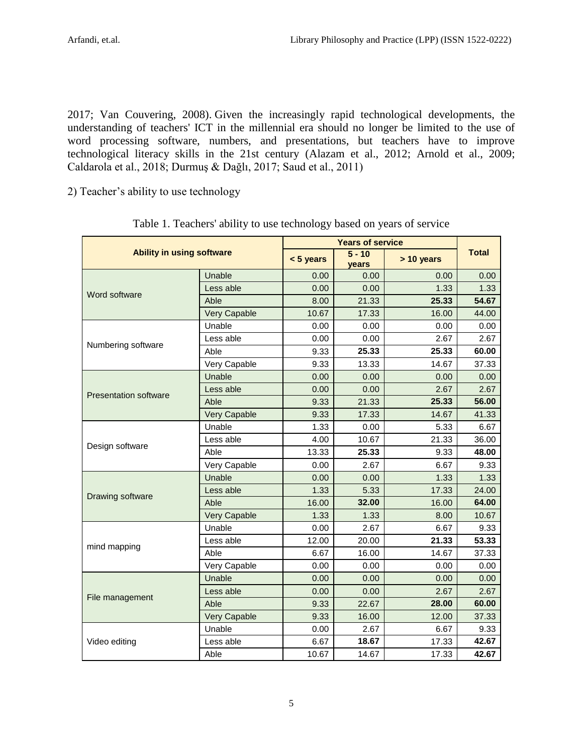2017; Van Couvering, 2008). Given the increasingly rapid technological developments, the understanding of teachers' ICT in the millennial era should no longer be limited to the use of word processing software, numbers, and presentations, but teachers have to improve technological literacy skills in the 21st century (Alazam et al., 2012; Arnold et al., 2009; Caldarola et al., 2018; Durmuş & Dağlı, 2017; Saud et al., 2011)

2) Teacher's ability to use technology

Table 1. Teachers' ability to use technology based on years of service

| Ability in using software | | Years of service | | | Total |
|---|---|---|---|---|---|
| | | < 5 years | 5 - 10 years | > 10 years | |
| Word software | Unable | 0.00 | 0.00 | 0.00 | 0.00 |
| | Less able | 0.00 | 0.00 | 1.33 | 1.33 |
| | Able | 8.00 | 21.33 | **25.33** | **54.67** |
| | Very Capable | 10.67 | 17.33 | 16.00 | 44.00 |
| Numbering software | Unable | 0.00 | 0.00 | 0.00 | 0.00 |
| | Less able | 0.00 | 0.00 | 2.67 | 2.67 |
| | Able | 9.33 | **25.33** | **25.33** | **60.00** |
| | Very Capable | 9.33 | 13.33 | 14.67 | 37.33 |
| Presentation software | Unable | 0.00 | 0.00 | 0.00 | 0.00 |
| | Less able | 0.00 | 0.00 | 2.67 | 2.67 |
| | Able | 9.33 | 21.33 | **25.33** | **56.00** |
| | Very Capable | 9.33 | 17.33 | 14.67 | 41.33 |
| Design software | Unable | 1.33 | 0.00 | 5.33 | 6.67 |
| | Less able | 4.00 | 10.67 | 21.33 | 36.00 |
| | Able | 13.33 | **25.33** | 9.33 | **48.00** |
| | Very Capable | 0.00 | 2.67 | 6.67 | 9.33 |
| Drawing software | Unable | 0.00 | 0.00 | 1.33 | 1.33 |
| | Less able | 1.33 | 5.33 | 17.33 | 24.00 |
| | Able | 16.00 | **32.00** | 16.00 | **64.00** |
| | Very Capable | 1.33 | 1.33 | 8.00 | 10.67 |
| mind mapping | Unable | 0.00 | 2.67 | 6.67 | 9.33 |
| | Less able | 12.00 | 20.00 | **21.33** | **53.33** |
| | Able | 6.67 | 16.00 | 14.67 | 37.33 |
| | Very Capable | 0.00 | 0.00 | 0.00 | 0.00 |
| File management | Unable | 0.00 | 0.00 | 0.00 | 0.00 |
| | Less able | 0.00 | 0.00 | 2.67 | 2.67 |
| | Able | 9.33 | 22.67 | **28.00** | **60.00** |
| | Very Capable | 9.33 | 16.00 | 12.00 | 37.33 |
| Video editing | Unable | 0.00 | 2.67 | 6.67 | 9.33 |
| | Less able | 6.67 | **18.67** | 17.33 | **42.67** |
| | Able | 10.67 | 14.67 | 17.33 | **42.67** |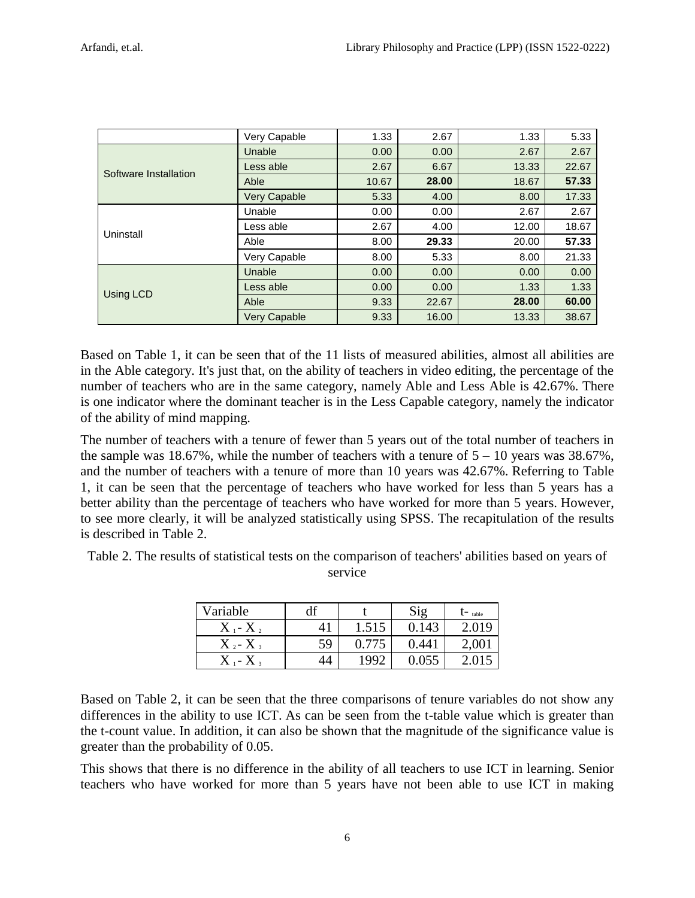| | Very Capable | 1.33 | 2.67 | 1.33 | 5.33 |
|---|---|---|---|---|---|
| Software Installation | Unable | 0.00 | 0.00 | 2.67 | 2.67 |
| | Less able | 2.67 | 6.67 | 13.33 | 22.67 |
| | Able | 10.67 | **28.00** | 18.67 | **57.33** |
| | Very Capable | 5.33 | 4.00 | 8.00 | 17.33 |
| Uninstall | Unable | 0.00 | 0.00 | 2.67 | 2.67 |
| | Less able | 2.67 | 4.00 | 12.00 | 18.67 |
| | Able | 8.00 | **29.33** | 20.00 | **57.33** |
| | Very Capable | 8.00 | 5.33 | 8.00 | 21.33 |
| Using LCD | Unable | 0.00 | 0.00 | 0.00 | 0.00 |
| | Less able | 0.00 | 0.00 | 1.33 | 1.33 |
| | Able | 9.33 | 22.67 | **28.00** | **60.00** |
| | Very Capable | 9.33 | 16.00 | 13.33 | 38.67 |

Based on Table 1, it can be seen that of the 11 lists of measured abilities, almost all abilities are in the Able category. It's just that, on the ability of teachers in video editing, the percentage of the number of teachers who are in the same category, namely Able and Less Able is 42.67%. There is one indicator where the dominant teacher is in the Less Capable category, namely the indicator of the ability of mind mapping.

The number of teachers with a tenure of fewer than 5 years out of the total number of teachers in the sample was 18.67%, while the number of teachers with a tenure of 5 – 10 years was 38.67%, and the number of teachers with a tenure of more than 10 years was 42.67%. Referring to Table 1, it can be seen that the percentage of teachers who have worked for less than 5 years has a better ability than the percentage of teachers who have worked for more than 5 years. However, to see more clearly, it will be analyzed statistically using SPSS. The recapitulation of the results is described in Table 2.

Table 2. The results of statistical tests on the comparison of teachers' abilities based on years of service

| Variable | df | t | Sig | $t_{table}$ |
|---|---|---|---|---|
| $X_1 - X_2$ | 41 | 1.515 | 0.143 | 2.019 |
| $X_2 - X_3$ | 59 | 0.775 | 0.441 | 2,001 |
| $X_1 - X_3$ | 44 | 1992 | 0.055 | 2.015 |

Based on Table 2, it can be seen that the three comparisons of tenure variables do not show any differences in the ability to use ICT. As can be seen from the t-table value which is greater than the t-count value. In addition, it can also be shown that the magnitude of the significance value is greater than the probability of 0.05.

This shows that there is no difference in the ability of all teachers to use ICT in learning. Senior teachers who have worked for more than 5 years have not been able to use ICT in making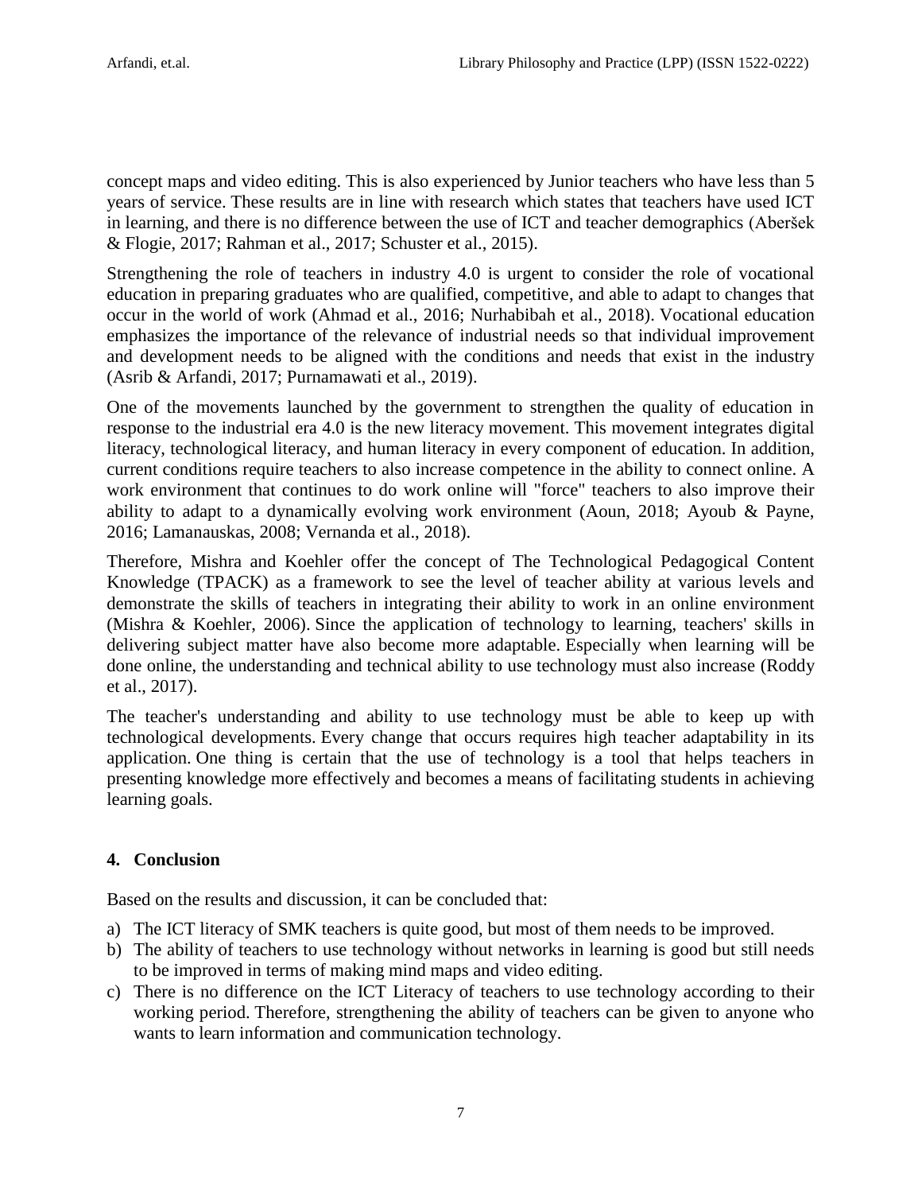concept maps and video editing. This is also experienced by Junior teachers who have less than 5 years of service. These results are in line with research which states that teachers have used ICT in learning, and there is no difference between the use of ICT and teacher demographics (Aberšek & Flogie, 2017; Rahman et al., 2017; Schuster et al., 2015).

Strengthening the role of teachers in industry 4.0 is urgent to consider the role of vocational education in preparing graduates who are qualified, competitive, and able to adapt to changes that occur in the world of work (Ahmad et al., 2016; Nurhabibah et al., 2018). Vocational education emphasizes the importance of the relevance of industrial needs so that individual improvement and development needs to be aligned with the conditions and needs that exist in the industry (Asrib & Arfandi, 2017; Purnamawati et al., 2019).

One of the movements launched by the government to strengthen the quality of education in response to the industrial era 4.0 is the new literacy movement. This movement integrates digital literacy, technological literacy, and human literacy in every component of education. In addition, current conditions require teachers to also increase competence in the ability to connect online. A work environment that continues to do work online will "force" teachers to also improve their ability to adapt to a dynamically evolving work environment (Aoun, 2018; Ayoub & Payne, 2016; Lamanauskas, 2008; Vernanda et al., 2018).

Therefore, Mishra and Koehler offer the concept of The Technological Pedagogical Content Knowledge (TPACK) as a framework to see the level of teacher ability at various levels and demonstrate the skills of teachers in integrating their ability to work in an online environment (Mishra & Koehler, 2006). Since the application of technology to learning, teachers' skills in delivering subject matter have also become more adaptable. Especially when learning will be done online, the understanding and technical ability to use technology must also increase (Roddy et al., 2017).

The teacher's understanding and ability to use technology must be able to keep up with technological developments. Every change that occurs requires high teacher adaptability in its application. One thing is certain that the use of technology is a tool that helps teachers in presenting knowledge more effectively and becomes a means of facilitating students in achieving learning goals.

## 4. Conclusion

Based on the results and discussion, it can be concluded that:

a) The ICT literacy of SMK teachers is quite good, but most of them needs to be improved.
b) The ability of teachers to use technology without networks in learning is good but still needs to be improved in terms of making mind maps and video editing.
c) There is no difference on the ICT Literacy of teachers to use technology according to their working period. Therefore, strengthening the ability of teachers can be given to anyone who wants to learn information and communication technology.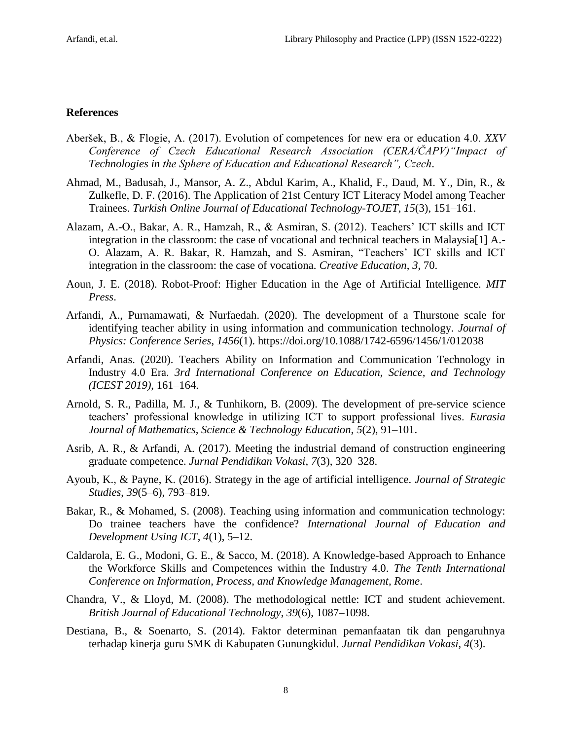## References

Aberšek, B., & Flogie, A. (2017). Evolution of competences for new era or education 4.0. *XXV Conference of Czech Educational Research Association (CERA/ČAPV)"Impact of Technologies in the Sphere of Education and Educational Research", Czech*.

Ahmad, M., Badusah, J., Mansor, A. Z., Abdul Karim, A., Khalid, F., Daud, M. Y., Din, R., & Zulkefle, D. F. (2016). The Application of 21st Century ICT Literacy Model among Teacher Trainees. *Turkish Online Journal of Educational Technology-TOJET*, *15*(3), 151–161.

Alazam, A.-O., Bakar, A. R., Hamzah, R., & Asmiran, S. (2012). Teachers' ICT skills and ICT integration in the classroom: the case of vocational and technical teachers in Malaysia[1] A.-O. Alazam, A. R. Bakar, R. Hamzah, and S. Asmiran, "Teachers' ICT skills and ICT integration in the classroom: the case of vocationa. *Creative Education*, *3*, 70.

Aoun, J. E. (2018). Robot-Proof: Higher Education in the Age of Artificial Intelligence. *MIT Press*.

Arfandi, A., Purnamawati, & Nurfaedah. (2020). The development of a Thurstone scale for identifying teacher ability in using information and communication technology. *Journal of Physics: Conference Series*, *1456*(1). https://doi.org/10.1088/1742-6596/1456/1/012038

Arfandi, Anas. (2020). Teachers Ability on Information and Communication Technology in Industry 4.0 Era. *3rd International Conference on Education, Science, and Technology (ICEST 2019)*, 161–164.

Arnold, S. R., Padilla, M. J., & Tunhikorn, B. (2009). The development of pre-service science teachers' professional knowledge in utilizing ICT to support professional lives. *Eurasia Journal of Mathematics, Science & Technology Education*, *5*(2), 91–101.

Asrib, A. R., & Arfandi, A. (2017). Meeting the industrial demand of construction engineering graduate competence. *Jurnal Pendidikan Vokasi*, *7*(3), 320–328.

Ayoub, K., & Payne, K. (2016). Strategy in the age of artificial intelligence. *Journal of Strategic Studies*, *39*(5–6), 793–819.

Bakar, R., & Mohamed, S. (2008). Teaching using information and communication technology: Do trainee teachers have the confidence? *International Journal of Education and Development Using ICT*, *4*(1), 5–12.

Caldarola, E. G., Modoni, G. E., & Sacco, M. (2018). A Knowledge-based Approach to Enhance the Workforce Skills and Competences within the Industry 4.0. *The Tenth International Conference on Information, Process, and Knowledge Management, Rome*.

Chandra, V., & Lloyd, M. (2008). The methodological nettle: ICT and student achievement. *British Journal of Educational Technology*, *39*(6), 1087–1098.

Destiana, B., & Soenarto, S. (2014). Faktor determinan pemanfaatan tik dan pengaruhnya terhadap kinerja guru SMK di Kabupaten Gunungkidul. *Jurnal Pendidikan Vokasi*, *4*(3).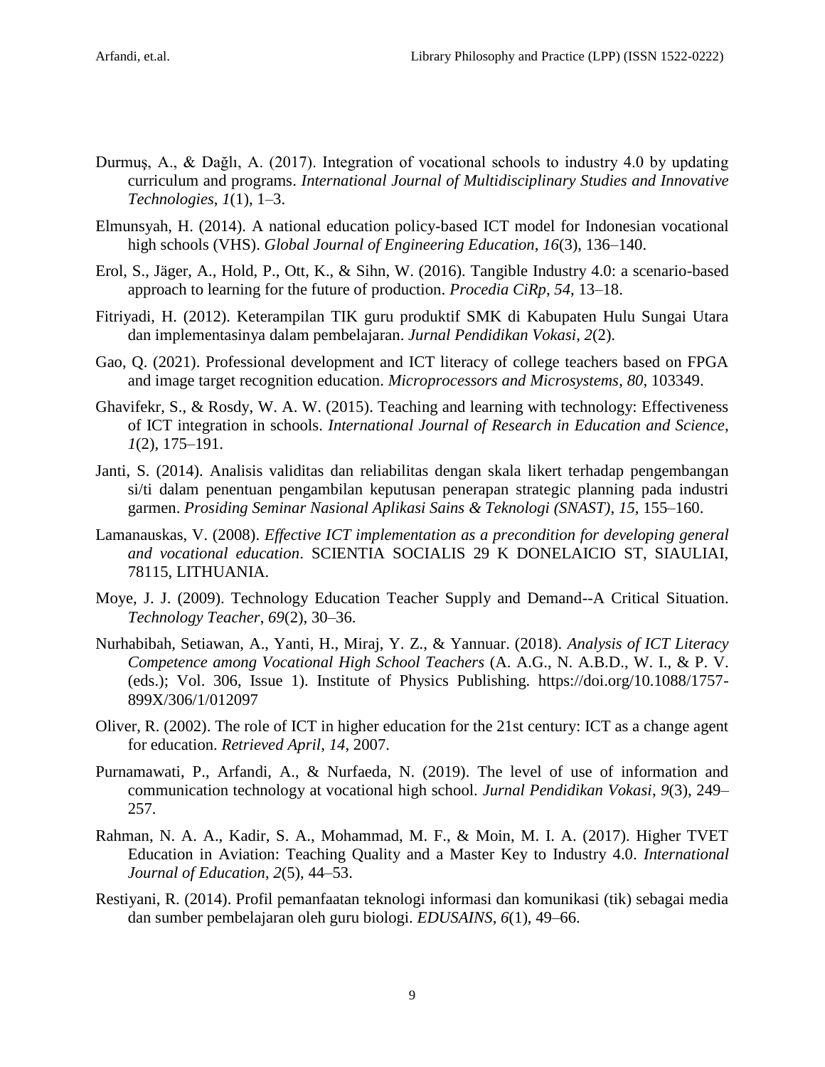Durmuş, A., & Dağlı, A. (2017). Integration of vocational schools to industry 4.0 by updating curriculum and programs. *International Journal of Multidisciplinary Studies and Innovative Technologies*, *1*(1), 1–3.

Elmunsyah, H. (2014). A national education policy-based ICT model for Indonesian vocational high schools (VHS). *Global Journal of Engineering Education*, *16*(3), 136–140.

Erol, S., Jäger, A., Hold, P., Ott, K., & Sihn, W. (2016). Tangible Industry 4.0: a scenario-based approach to learning for the future of production. *Procedia CiRp*, *54*, 13–18.

Fitriyadi, H. (2012). Keterampilan TIK guru produktif SMK di Kabupaten Hulu Sungai Utara dan implementasinya dalam pembelajaran. *Jurnal Pendidikan Vokasi*, *2*(2).

Gao, Q. (2021). Professional development and ICT literacy of college teachers based on FPGA and image target recognition education. *Microprocessors and Microsystems*, *80*, 103349.

Ghavifekr, S., & Rosdy, W. A. W. (2015). Teaching and learning with technology: Effectiveness of ICT integration in schools. *International Journal of Research in Education and Science*, *1*(2), 175–191.

Janti, S. (2014). Analisis validitas dan reliabilitas dengan skala likert terhadap pengembangan si/ti dalam penentuan pengambilan keputusan penerapan strategic planning pada industri garmen. *Prosiding Seminar Nasional Aplikasi Sains & Teknologi (SNAST)*, *15*, 155–160.

Lamanauskas, V. (2008). *Effective ICT implementation as a precondition for developing general and vocational education*. SCIENTIA SOCIALIS 29 K DONELAICIO ST, SIAULIAI, 78115, LITHUANIA.

Moye, J. J. (2009). Technology Education Teacher Supply and Demand--A Critical Situation. *Technology Teacher*, *69*(2), 30–36.

Nurhabibah, Setiawan, A., Yanti, H., Miraj, Y. Z., & Yannuar. (2018). *Analysis of ICT Literacy Competence among Vocational High School Teachers* (A. A.G., N. A.B.D., W. I., & P. V. (eds.); Vol. 306, Issue 1). Institute of Physics Publishing. https://doi.org/10.1088/1757-899X/306/1/012097

Oliver, R. (2002). The role of ICT in higher education for the 21st century: ICT as a change agent for education. *Retrieved April*, *14*, 2007.

Purnamawati, P., Arfandi, A., & Nurfaeda, N. (2019). The level of use of information and communication technology at vocational high school. *Jurnal Pendidikan Vokasi*, *9*(3), 249–257.

Rahman, N. A. A., Kadir, S. A., Mohammad, M. F., & Moin, M. I. A. (2017). Higher TVET Education in Aviation: Teaching Quality and a Master Key to Industry 4.0. *International Journal of Education*, *2*(5), 44–53.

Restiyani, R. (2014). Profil pemanfaatan teknologi informasi dan komunikasi (tik) sebagai media dan sumber pembelajaran oleh guru biologi. *EDUSAINS*, *6*(1), 49–66.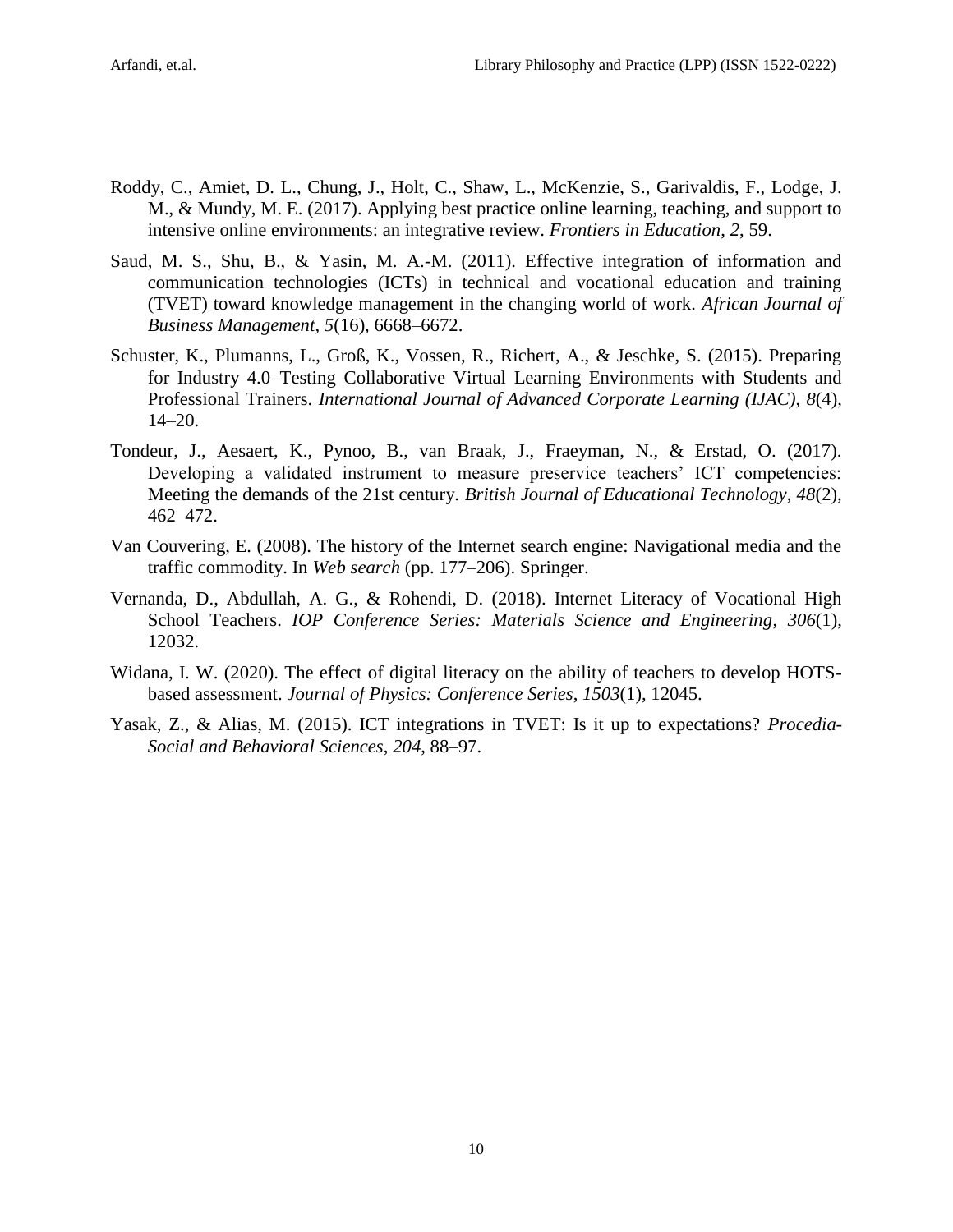Roddy, C., Amiet, D. L., Chung, J., Holt, C., Shaw, L., McKenzie, S., Garivaldis, F., Lodge, J. M., & Mundy, M. E. (2017). Applying best practice online learning, teaching, and support to intensive online environments: an integrative review. *Frontiers in Education*, *2*, 59.

Saud, M. S., Shu, B., & Yasin, M. A.-M. (2011). Effective integration of information and communication technologies (ICTs) in technical and vocational education and training (TVET) toward knowledge management in the changing world of work. *African Journal of Business Management*, *5*(16), 6668–6672.

Schuster, K., Plumanns, L., Groß, K., Vossen, R., Richert, A., & Jeschke, S. (2015). Preparing for Industry 4.0–Testing Collaborative Virtual Learning Environments with Students and Professional Trainers. *International Journal of Advanced Corporate Learning (IJAC)*, *8*(4), 14–20.

Tondeur, J., Aesaert, K., Pynoo, B., van Braak, J., Fraeyman, N., & Erstad, O. (2017). Developing a validated instrument to measure preservice teachers' ICT competencies: Meeting the demands of the 21st century. *British Journal of Educational Technology*, *48*(2), 462–472.

Van Couvering, E. (2008). The history of the Internet search engine: Navigational media and the traffic commodity. In *Web search* (pp. 177–206). Springer.

Vernanda, D., Abdullah, A. G., & Rohendi, D. (2018). Internet Literacy of Vocational High School Teachers. *IOP Conference Series: Materials Science and Engineering*, *306*(1), 12032.

Widana, I. W. (2020). The effect of digital literacy on the ability of teachers to develop HOTS-based assessment. *Journal of Physics: Conference Series*, *1503*(1), 12045.

Yasak, Z., & Alias, M. (2015). ICT integrations in TVET: Is it up to expectations? *Procedia-Social and Behavioral Sciences*, *204*, 88–97.